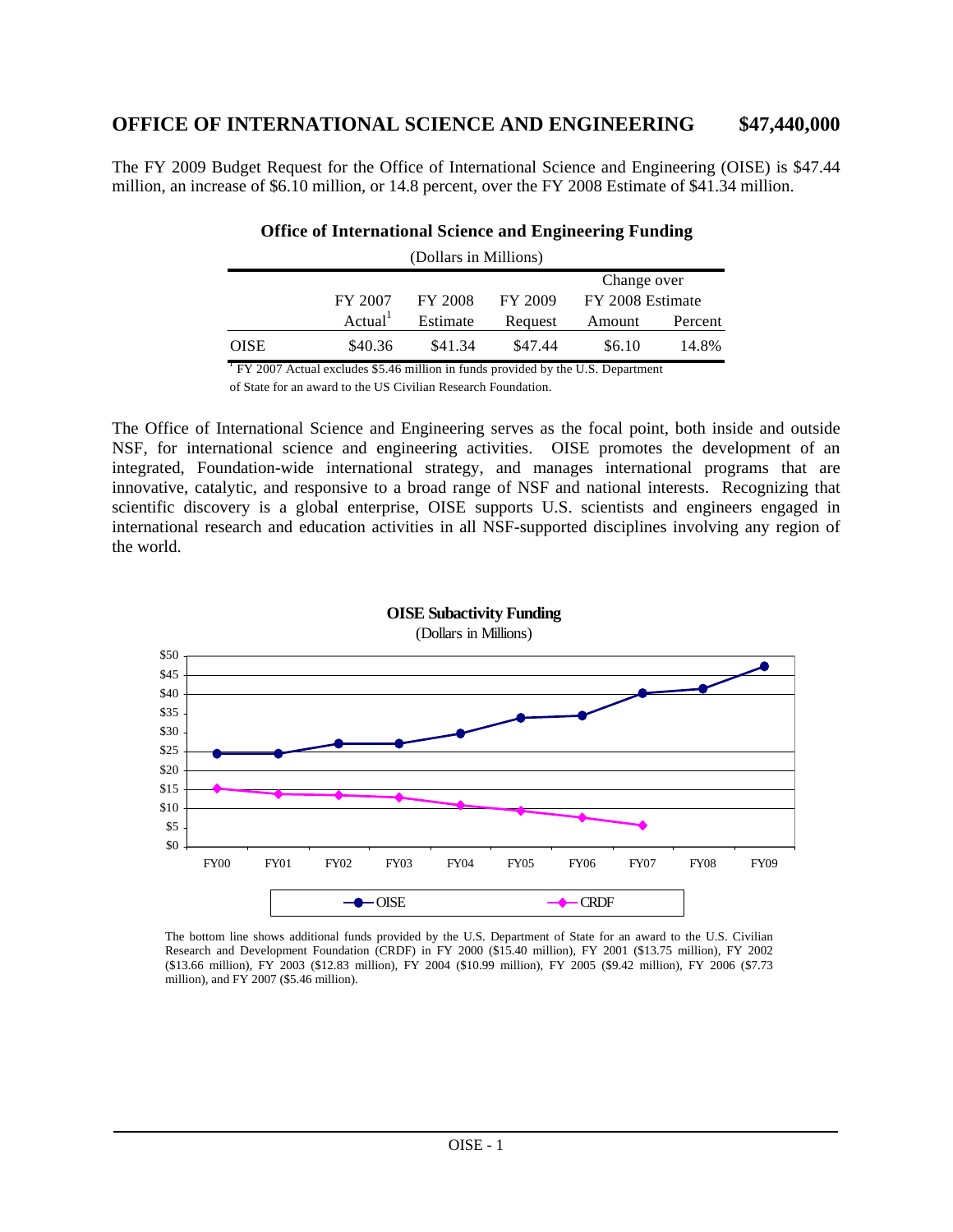## OFFICE OF INTERNATIONAL SCIENCE AND ENGINEERING $47,440,000

The FY 2009 Budget Request for the Office of International Science and Engineering (OISE) is $47.44 million, an increase of $6.10 million, or 14.8 percent, over the FY 2008 Estimate of $41.34 million.

**Office of International Science and Engineering Funding**

(Dollars in Millions)

| | FY 2007 Actual[1] | FY 2008 Estimate | FY 2009 Request | Change over FY 2008 Estimate Amount | Change over FY 2008 Estimate Percent |
|---|---|---|---|---|---|
| OISE | $40.36 | $41.34 | $47.44 | $6.10 | 14.8% |

[1] FY 2007 Actual excludes $5.46 million in funds provided by the U.S. Department of State for an award to the US Civilian Research Foundation.

The Office of International Science and Engineering serves as the focal point, both inside and outside NSF, for international science and engineering activities. OISE promotes the development of an integrated, Foundation-wide international strategy, and manages international programs that are innovative, catalytic, and responsive to a broad range of NSF and national interests. Recognizing that scientific discovery is a global enterprise, OISE supports U.S. scientists and engineers engaged in international research and education activities in all NSF-supported disciplines involving any region of the world.

**OISE Subactivity Funding**

(Dollars in Millions)

$50
$45
$40
$35
$30
$25
$20
$15
$10
$5
$0

FY00 FY01 FY02 FY03 FY04 FY05 FY06 FY07 FY08 FY09

OISE
CRDF

The bottom line shows additional funds provided by the U.S. Department of State for an award to the U.S. Civilian Research and Development Foundation (CRDF) in FY 2000 ($15.40 million), FY 2001 ($13.75 million), FY 2002 ($13.66 million), FY 2003 ($12.83 million), FY 2004 ($10.99 million), FY 2005 ($9.42 million), FY 2006 ($7.73 million), and FY 2007 ($5.46 million).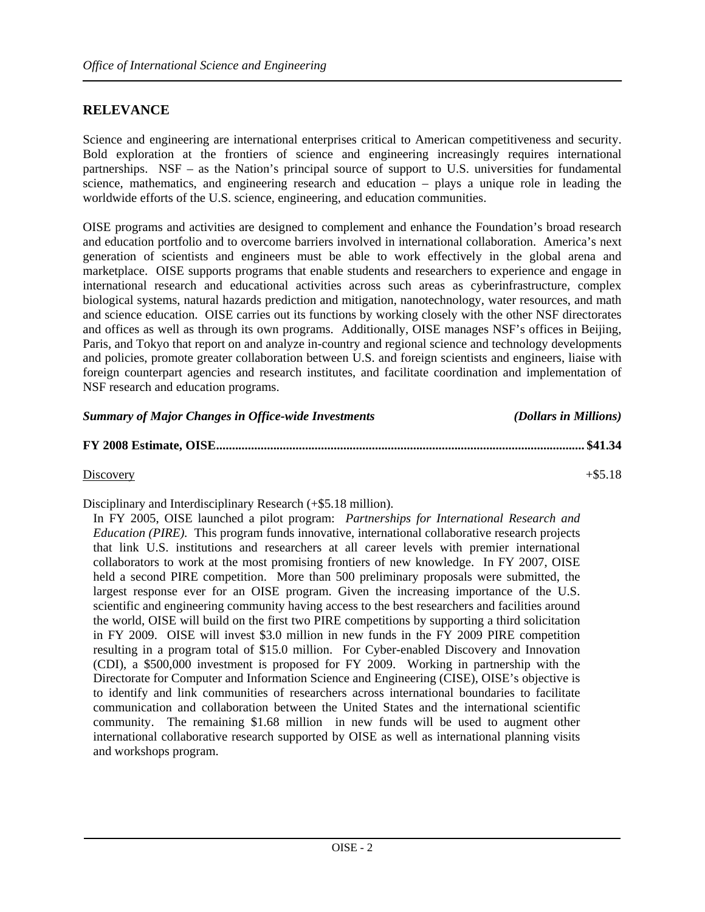## RELEVANCE

Science and engineering are international enterprises critical to American competitiveness and security. Bold exploration at the frontiers of science and engineering increasingly requires international partnerships. NSF – as the Nation's principal source of support to U.S. universities for fundamental science, mathematics, and engineering research and education – plays a unique role in leading the worldwide efforts of the U.S. science, engineering, and education communities.

OISE programs and activities are designed to complement and enhance the Foundation's broad research and education portfolio and to overcome barriers involved in international collaboration. America's next generation of scientists and engineers must be able to work effectively in the global arena and marketplace. OISE supports programs that enable students and researchers to experience and engage in international research and educational activities across such areas as cyberinfrastructure, complex biological systems, natural hazards prediction and mitigation, nanotechnology, water resources, and math and science education. OISE carries out its functions by working closely with the other NSF directorates and offices as well as through its own programs. Additionally, OISE manages NSF's offices in Beijing, Paris, and Tokyo that report on and analyze in-country and regional science and technology developments and policies, promote greater collaboration between U.S. and foreign scientists and engineers, liaise with foreign counterpart agencies and research institutes, and facilitate coordination and implementation of NSF research and education programs.

***Summary of Major Changes in Office-wide Investments*** ***(Dollars in Millions)***

**FY 2008 Estimate, OISE.................................................................................................................. $41.34**

Discovery +$5.18

Disciplinary and Interdisciplinary Research (+$5.18 million).

In FY 2005, OISE launched a pilot program: *Partnerships for International Research and Education (PIRE).* This program funds innovative, international collaborative research projects that link U.S. institutions and researchers at all career levels with premier international collaborators to work at the most promising frontiers of new knowledge. In FY 2007, OISE held a second PIRE competition. More than 500 preliminary proposals were submitted, the largest response ever for an OISE program. Given the increasing importance of the U.S. scientific and engineering community having access to the best researchers and facilities around the world, OISE will build on the first two PIRE competitions by supporting a third solicitation in FY 2009. OISE will invest $3.0 million in new funds in the FY 2009 PIRE competition resulting in a program total of $15.0 million. For Cyber-enabled Discovery and Innovation (CDI), a $500,000 investment is proposed for FY 2009. Working in partnership with the Directorate for Computer and Information Science and Engineering (CISE), OISE's objective is to identify and link communities of researchers across international boundaries to facilitate communication and collaboration between the United States and the international scientific community. The remaining $1.68 million in new funds will be used to augment other international collaborative research supported by OISE as well as international planning visits and workshops program.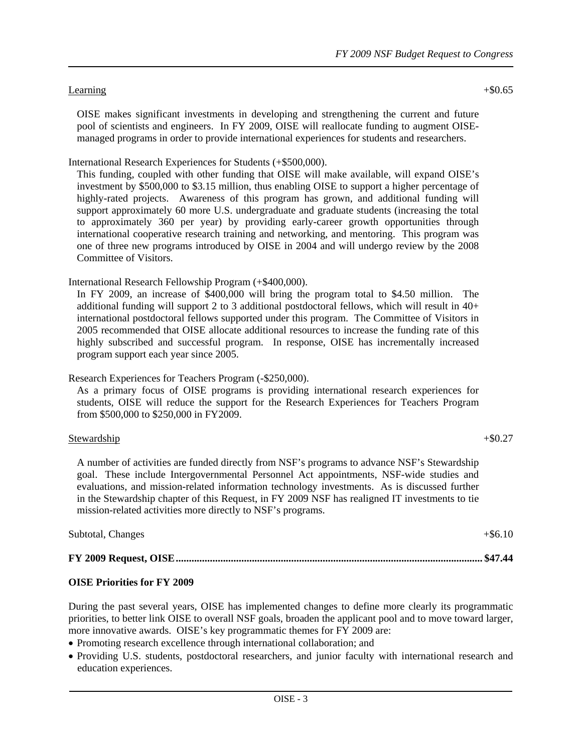Learning +$0.65

OISE makes significant investments in developing and strengthening the current and future pool of scientists and engineers. In FY 2009, OISE will reallocate funding to augment OISE-managed programs in order to provide international experiences for students and researchers.

International Research Experiences for Students (+$500,000).

This funding, coupled with other funding that OISE will make available, will expand OISE's investment by $500,000 to $3.15 million, thus enabling OISE to support a higher percentage of highly-rated projects. Awareness of this program has grown, and additional funding will support approximately 60 more U.S. undergraduate and graduate students (increasing the total to approximately 360 per year) by providing early-career growth opportunities through international cooperative research training and networking, and mentoring. This program was one of three new programs introduced by OISE in 2004 and will undergo review by the 2008 Committee of Visitors.

International Research Fellowship Program (+$400,000).

In FY 2009, an increase of $400,000 will bring the program total to $4.50 million. The additional funding will support 2 to 3 additional postdoctoral fellows, which will result in 40+ international postdoctoral fellows supported under this program. The Committee of Visitors in 2005 recommended that OISE allocate additional resources to increase the funding rate of this highly subscribed and successful program. In response, OISE has incrementally increased program support each year since 2005.

Research Experiences for Teachers Program (-$250,000).

As a primary focus of OISE programs is providing international research experiences for students, OISE will reduce the support for the Research Experiences for Teachers Program from $500,000 to $250,000 in FY2009.

Stewardship +$0.27

A number of activities are funded directly from NSF's programs to advance NSF's Stewardship goal. These include Intergovernmental Personnel Act appointments, NSF-wide studies and evaluations, and mission-related information technology investments. As is discussed further in the Stewardship chapter of this Request, in FY 2009 NSF has realigned IT investments to tie mission-related activities more directly to NSF's programs.

Subtotal, Changes +$6.10

**FY 2009 Request, OISE.................................................................................................................. $47.44**

**OISE Priorities for FY 2009**

During the past several years, OISE has implemented changes to define more clearly its programmatic priorities, to better link OISE to overall NSF goals, broaden the applicant pool and to move toward larger, more innovative awards. OISE's key programmatic themes for FY 2009 are:

- Promoting research excellence through international collaboration; and
- Providing U.S. students, postdoctoral researchers, and junior faculty with international research and education experiences.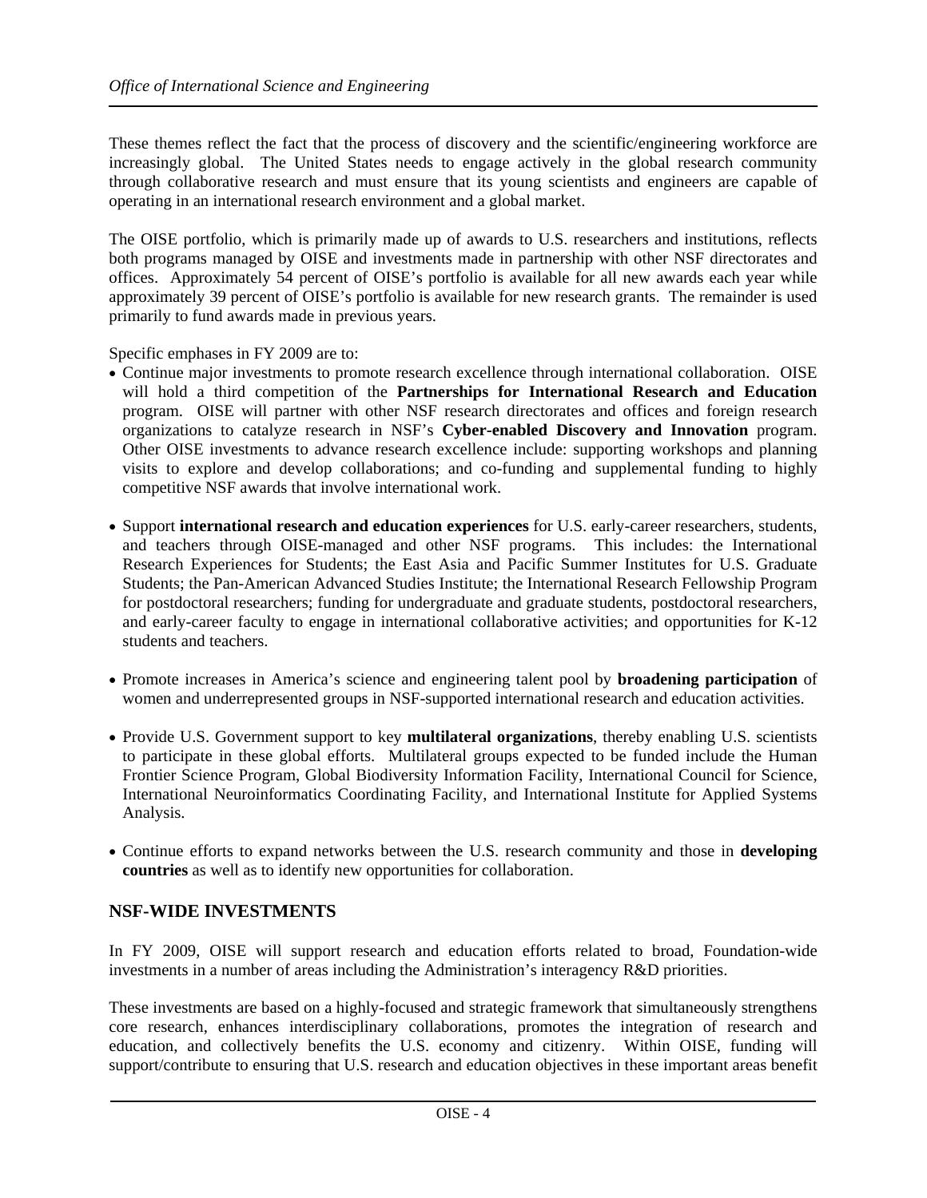These themes reflect the fact that the process of discovery and the scientific/engineering workforce are increasingly global. The United States needs to engage actively in the global research community through collaborative research and must ensure that its young scientists and engineers are capable of operating in an international research environment and a global market.

The OISE portfolio, which is primarily made up of awards to U.S. researchers and institutions, reflects both programs managed by OISE and investments made in partnership with other NSF directorates and offices. Approximately 54 percent of OISE's portfolio is available for all new awards each year while approximately 39 percent of OISE's portfolio is available for new research grants. The remainder is used primarily to fund awards made in previous years.

Specific emphases in FY 2009 are to:

- Continue major investments to promote research excellence through international collaboration. OISE will hold a third competition of the **Partnerships for International Research and Education** program. OISE will partner with other NSF research directorates and offices and foreign research organizations to catalyze research in NSF's **Cyber-enabled Discovery and Innovation** program. Other OISE investments to advance research excellence include: supporting workshops and planning visits to explore and develop collaborations; and co-funding and supplemental funding to highly competitive NSF awards that involve international work.

- Support **international research and education experiences** for U.S. early-career researchers, students, and teachers through OISE-managed and other NSF programs. This includes: the International Research Experiences for Students; the East Asia and Pacific Summer Institutes for U.S. Graduate Students; the Pan-American Advanced Studies Institute; the International Research Fellowship Program for postdoctoral researchers; funding for undergraduate and graduate students, postdoctoral researchers, and early-career faculty to engage in international collaborative activities; and opportunities for K-12 students and teachers.

- Promote increases in America's science and engineering talent pool by **broadening participation** of women and underrepresented groups in NSF-supported international research and education activities.

- Provide U.S. Government support to key **multilateral organizations**, thereby enabling U.S. scientists to participate in these global efforts. Multilateral groups expected to be funded include the Human Frontier Science Program, Global Biodiversity Information Facility, International Council for Science, International Neuroinformatics Coordinating Facility, and International Institute for Applied Systems Analysis.

- Continue efforts to expand networks between the U.S. research community and those in **developing countries** as well as to identify new opportunities for collaboration.

## NSF-WIDE INVESTMENTS

In FY 2009, OISE will support research and education efforts related to broad, Foundation-wide investments in a number of areas including the Administration's interagency R&D priorities.

These investments are based on a highly-focused and strategic framework that simultaneously strengthens core research, enhances interdisciplinary collaborations, promotes the integration of research and education, and collectively benefits the U.S. economy and citizenry. Within OISE, funding will support/contribute to ensuring that U.S. research and education objectives in these important areas benefit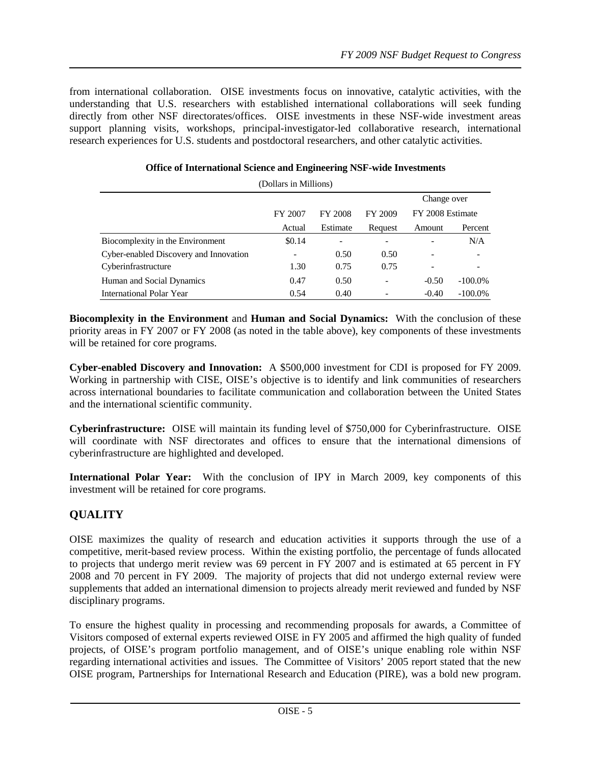from international collaboration. OISE investments focus on innovative, catalytic activities, with the understanding that U.S. researchers with established international collaborations will seek funding directly from other NSF directorates/offices. OISE investments in these NSF-wide investment areas support planning visits, workshops, principal-investigator-led collaborative research, international research experiences for U.S. students and postdoctoral researchers, and other catalytic activities.

**Office of International Science and Engineering NSF-wide Investments**

(Dollars in Millions)

| | FY 2007 | FY 2008 | FY 2009 | Change over FY 2008 Estimate | |
|---|---|---|---|---|---|
| | Actual | Estimate | Request | Amount | Percent |
| Biocomplexity in the Environment | $0.14 | - | - | - | N/A |
| Cyber-enabled Discovery and Innovation | - | 0.50 | 0.50 | - | - |
| Cyberinfrastructure | 1.30 | 0.75 | 0.75 | - | - |
| Human and Social Dynamics | 0.47 | 0.50 | - | -0.50 | -100.0% |
| International Polar Year | 0.54 | 0.40 | - | -0.40 | -100.0% |

**Biocomplexity in the Environment** and **Human and Social Dynamics:** With the conclusion of these priority areas in FY 2007 or FY 2008 (as noted in the table above), key components of these investments will be retained for core programs.

**Cyber-enabled Discovery and Innovation:** A $500,000 investment for CDI is proposed for FY 2009. Working in partnership with CISE, OISE's objective is to identify and link communities of researchers across international boundaries to facilitate communication and collaboration between the United States and the international scientific community.

**Cyberinfrastructure:** OISE will maintain its funding level of $750,000 for Cyberinfrastructure. OISE will coordinate with NSF directorates and offices to ensure that the international dimensions of cyberinfrastructure are highlighted and developed.

**International Polar Year:** With the conclusion of IPY in March 2009, key components of this investment will be retained for core programs.

## QUALITY

OISE maximizes the quality of research and education activities it supports through the use of a competitive, merit-based review process. Within the existing portfolio, the percentage of funds allocated to projects that undergo merit review was 69 percent in FY 2007 and is estimated at 65 percent in FY 2008 and 70 percent in FY 2009. The majority of projects that did not undergo external review were supplements that added an international dimension to projects already merit reviewed and funded by NSF disciplinary programs.

To ensure the highest quality in processing and recommending proposals for awards, a Committee of Visitors composed of external experts reviewed OISE in FY 2005 and affirmed the high quality of funded projects, of OISE's program portfolio management, and of OISE's unique enabling role within NSF regarding international activities and issues. The Committee of Visitors' 2005 report stated that the new OISE program, Partnerships for International Research and Education (PIRE), was a bold new program.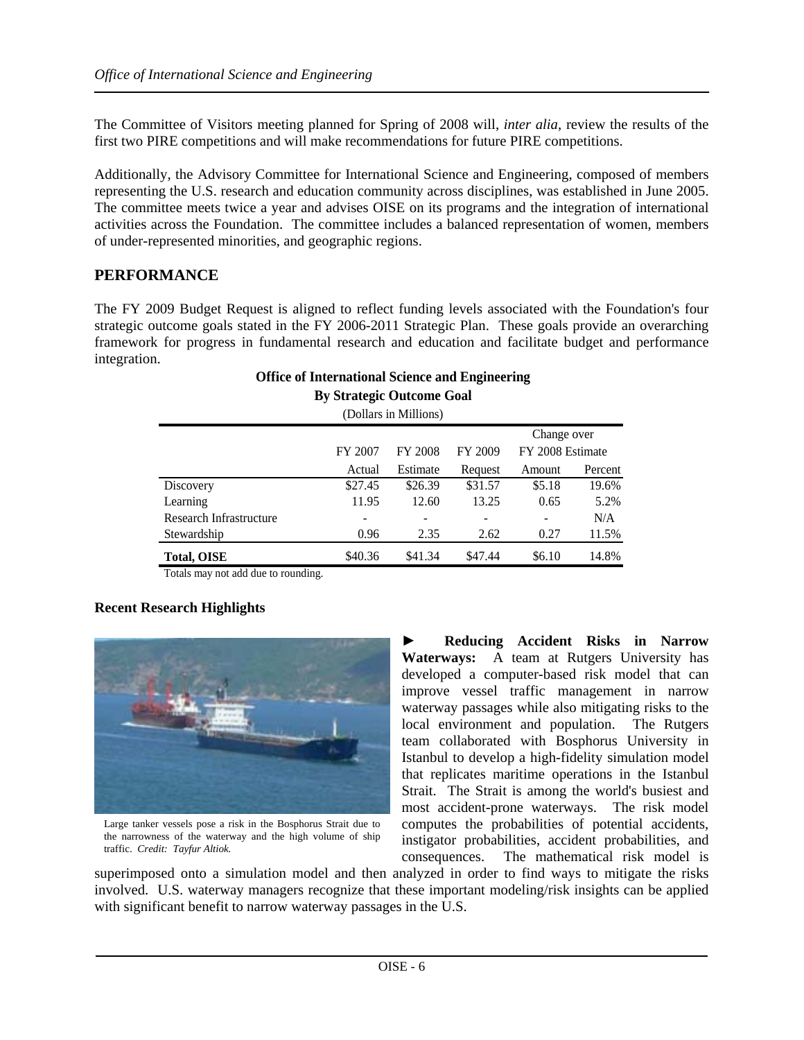The Committee of Visitors meeting planned for Spring of 2008 will, *inter alia*, review the results of the first two PIRE competitions and will make recommendations for future PIRE competitions.

Additionally, the Advisory Committee for International Science and Engineering, composed of members representing the U.S. research and education community across disciplines, was established in June 2005. The committee meets twice a year and advises OISE on its programs and the integration of international activities across the Foundation. The committee includes a balanced representation of women, members of under-represented minorities, and geographic regions.

## PERFORMANCE

The FY 2009 Budget Request is aligned to reflect funding levels associated with the Foundation's four strategic outcome goals stated in the FY 2006-2011 Strategic Plan. These goals provide an overarching framework for progress in fundamental research and education and facilitate budget and performance integration.

**Office of International Science and Engineering**
**By Strategic Outcome Goal**
(Dollars in Millions)

| | FY 2007 Actual | FY 2008 Estimate | FY 2009 Request | Change over FY 2008 Estimate | |
|---|---|---|---|---|---|
| | | | | Amount | Percent |
| Discovery | $27.45 | $26.39 | $31.57 | $5.18 | 19.6% |
| Learning | 11.95 | 12.60 | 13.25 | 0.65 | 5.2% |
| Research Infrastructure | - | - | - | - | N/A |
| Stewardship | 0.96 | 2.35 | 2.62 | 0.27 | 11.5% |
| **Total, OISE** | $40.36 | $41.34 | $47.44 | $6.10 | 14.8% |

Totals may not add due to rounding.

### Recent Research Highlights

Large tanker vessels pose a risk in the Bosphorus Strait due to the narrowness of the waterway and the high volume of ship traffic. *Credit: Tayfur Altiok.*

► **Reducing Accident Risks in Narrow Waterways:** A team at Rutgers University has developed a computer-based risk model that can improve vessel traffic management in narrow waterway passages while also mitigating risks to the local environment and population. The Rutgers team collaborated with Bosphorus University in Istanbul to develop a high-fidelity simulation model that replicates maritime operations in the Istanbul Strait. The Strait is among the world's busiest and most accident-prone waterways. The risk model computes the probabilities of potential accidents, instigator probabilities, accident probabilities, and consequences. The mathematical risk model is superimposed onto a simulation model and then analyzed in order to find ways to mitigate the risks involved. U.S. waterway managers recognize that these important modeling/risk insights can be applied with significant benefit to narrow waterway passages in the U.S.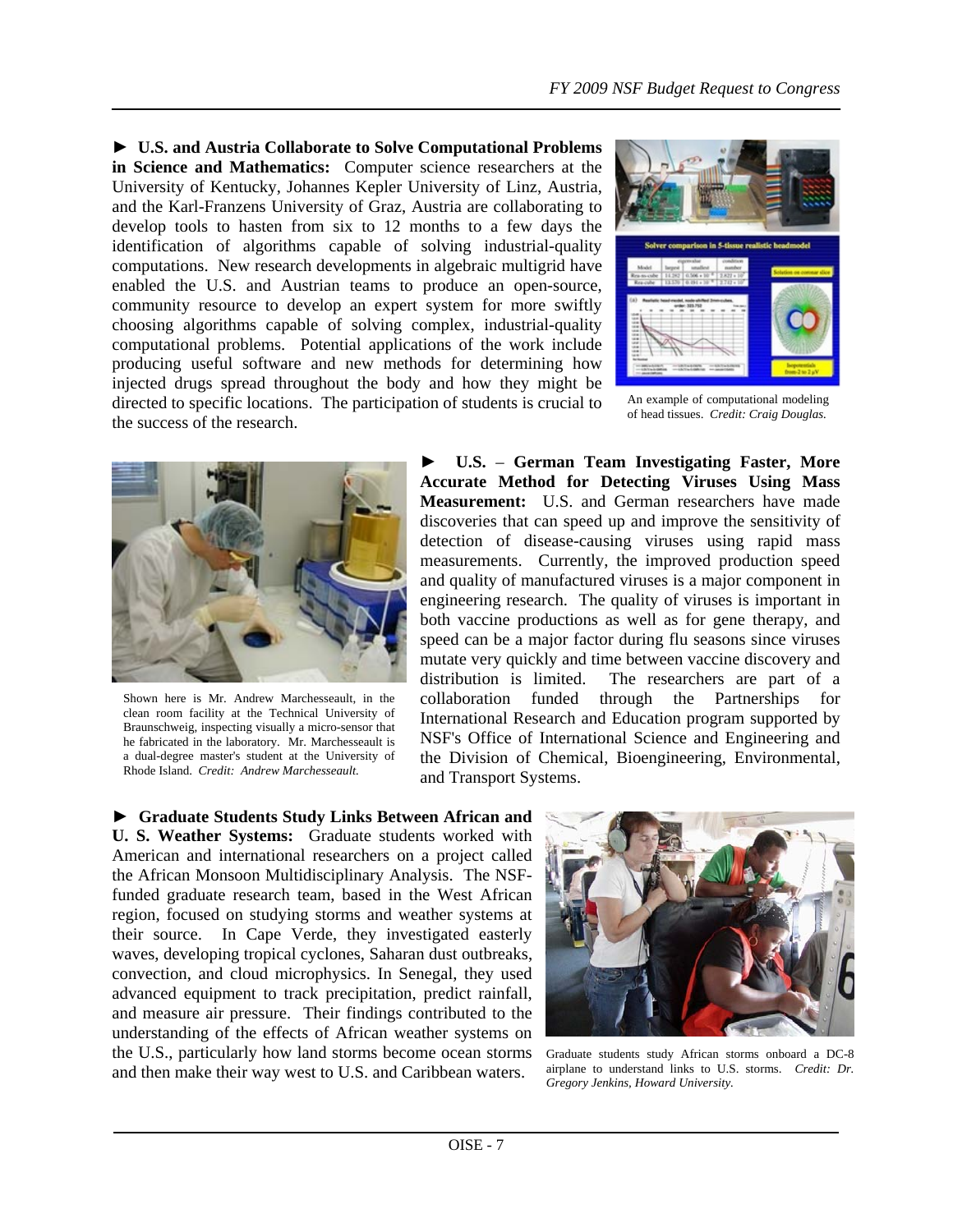► **U.S. and Austria Collaborate to Solve Computational Problems in Science and Mathematics:** Computer science researchers at the University of Kentucky, Johannes Kepler University of Linz, Austria, and the Karl-Franzens University of Graz, Austria are collaborating to develop tools to hasten from six to 12 months to a few days the identification of algorithms capable of solving industrial-quality computations. New research developments in algebraic multigrid have enabled the U.S. and Austrian teams to produce an open-source, community resource to develop an expert system for more swiftly choosing algorithms capable of solving complex, industrial-quality computational problems. Potential applications of the work include producing useful software and new methods for determining how injected drugs spread throughout the body and how they might be directed to specific locations. The participation of students is crucial to the success of the research.

An example of computational modeling of head tissues. *Credit: Craig Douglas.*

► **U.S. – German Team Investigating Faster, More Accurate Method for Detecting Viruses Using Mass Measurement:** U.S. and German researchers have made discoveries that can speed up and improve the sensitivity of detection of disease-causing viruses using rapid mass measurements. Currently, the improved production speed and quality of manufactured viruses is a major component in engineering research. The quality of viruses is important in both vaccine productions as well as for gene therapy, and speed can be a major factor during flu seasons since viruses mutate very quickly and time between vaccine discovery and distribution is limited. The researchers are part of a collaboration funded through the Partnerships for International Research and Education program supported by NSF's Office of International Science and Engineering and the Division of Chemical, Bioengineering, Environmental, and Transport Systems.

Shown here is Mr. Andrew Marchesseault, in the clean room facility at the Technical University of Braunschweig, inspecting visually a micro-sensor that he fabricated in the laboratory. Mr. Marchesseault is a dual-degree master's student at the University of Rhode Island. *Credit: Andrew Marchesseault.*

► **Graduate Students Study Links Between African and U. S. Weather Systems:** Graduate students worked with American and international researchers on a project called the African Monsoon Multidisciplinary Analysis. The NSF-funded graduate research team, based in the West African region, focused on studying storms and weather systems at their source. In Cape Verde, they investigated easterly waves, developing tropical cyclones, Saharan dust outbreaks, convection, and cloud microphysics. In Senegal, they used advanced equipment to track precipitation, predict rainfall, and measure air pressure. Their findings contributed to the understanding of the effects of African weather systems on the U.S., particularly how land storms become ocean storms and then make their way west to U.S. and Caribbean waters.

Graduate students study African storms onboard a DC-8 airplane to understand links to U.S. storms. *Credit: Dr. Gregory Jenkins, Howard University.*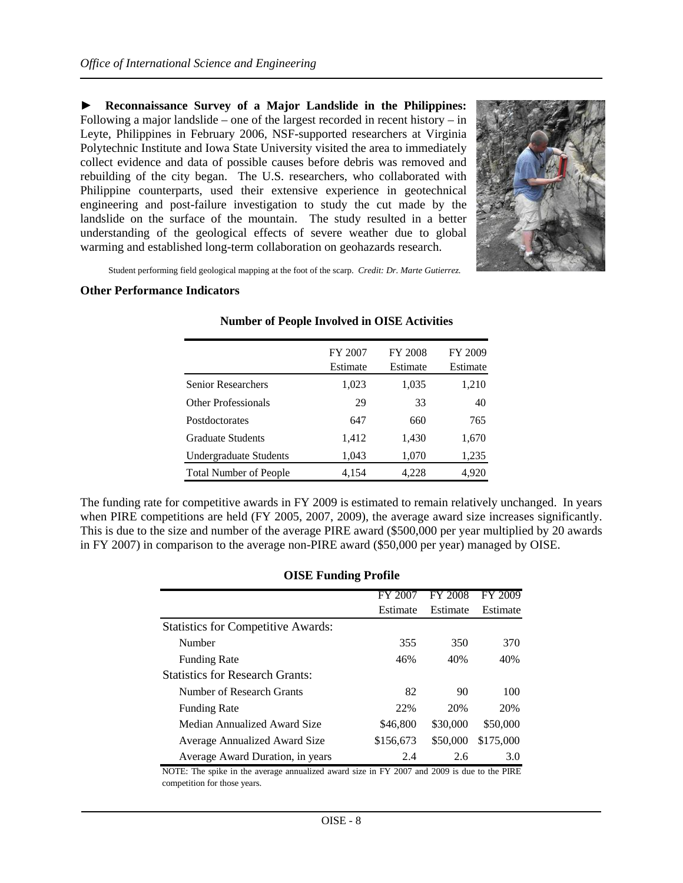► **Reconnaissance Survey of a Major Landslide in the Philippines:** Following a major landslide – one of the largest recorded in recent history – in Leyte, Philippines in February 2006, NSF-supported researchers at Virginia Polytechnic Institute and Iowa State University visited the area to immediately collect evidence and data of possible causes before debris was removed and rebuilding of the city began. The U.S. researchers, who collaborated with Philippine counterparts, used their extensive experience in geotechnical engineering and post-failure investigation to study the cut made by the landslide on the surface of the mountain. The study resulted in a better understanding of the geological effects of severe weather due to global warming and established long-term collaboration on geohazards research.

Student performing field geological mapping at the foot of the scarp. *Credit: Dr. Marte Gutierrez.*

**Other Performance Indicators**

**Number of People Involved in OISE Activities**

| | FY 2007 Estimate | FY 2008 Estimate | FY 2009 Estimate |
|---|---|---|---|
| Senior Researchers | 1,023 | 1,035 | 1,210 |
| Other Professionals | 29 | 33 | 40 |
| Postdoctorates | 647 | 660 | 765 |
| Graduate Students | 1,412 | 1,430 | 1,670 |
| Undergraduate Students | 1,043 | 1,070 | 1,235 |
| Total Number of People | 4,154 | 4,228 | 4,920 |

The funding rate for competitive awards in FY 2009 is estimated to remain relatively unchanged. In years when PIRE competitions are held (FY 2005, 2007, 2009), the average award size increases significantly. This is due to the size and number of the average PIRE award ($500,000 per year multiplied by 20 awards in FY 2007) in comparison to the average non-PIRE award ($50,000 per year) managed by OISE.

**OISE Funding Profile**

| | FY 2007 Estimate | FY 2008 Estimate | FY 2009 Estimate |
|---|---|---|---|
| Statistics for Competitive Awards: | | | |
| Number | 355 | 350 | 370 |
| Funding Rate | 46% | 40% | 40% |
| Statistics for Research Grants: | | | |
| Number of Research Grants | 82 | 90 | 100 |
| Funding Rate | 22% | 20% | 20% |
| Median Annualized Award Size | $46,800 | $30,000 | $50,000 |
| Average Annualized Award Size | $156,673 | $50,000 | $175,000 |
| Average Award Duration, in years | 2.4 | 2.6 | 3.0 |

NOTE: The spike in the average annualized award size in FY 2007 and 2009 is due to the PIRE competition for those years.